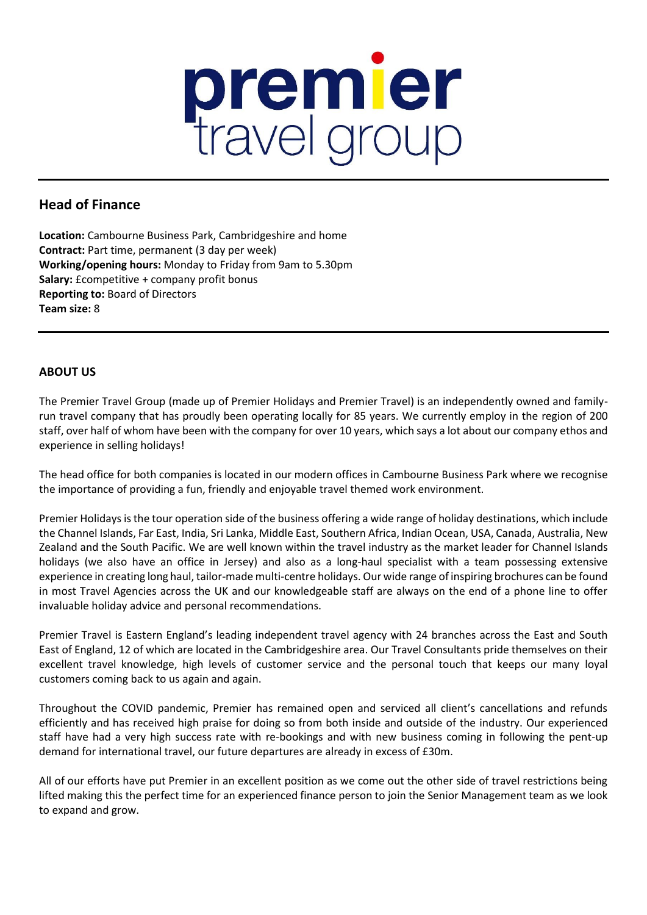premier travel group

## Head of Finance

**Location:** Cambourne Business Park, Cambridgeshire and home
**Contract:** Part time, permanent (3 day per week)
**Working/opening hours:** Monday to Friday from 9am to 5.30pm
**Salary:** £competitive + company profit bonus
**Reporting to:** Board of Directors
**Team size:** 8

### ABOUT US

The Premier Travel Group (made up of Premier Holidays and Premier Travel) is an independently owned and family-run travel company that has proudly been operating locally for 85 years. We currently employ in the region of 200 staff, over half of whom have been with the company for over 10 years, which says a lot about our company ethos and experience in selling holidays!

The head office for both companies is located in our modern offices in Cambourne Business Park where we recognise the importance of providing a fun, friendly and enjoyable travel themed work environment.

Premier Holidays is the tour operation side of the business offering a wide range of holiday destinations, which include the Channel Islands, Far East, India, Sri Lanka, Middle East, Southern Africa, Indian Ocean, USA, Canada, Australia, New Zealand and the South Pacific. We are well known within the travel industry as the market leader for Channel Islands holidays (we also have an office in Jersey) and also as a long-haul specialist with a team possessing extensive experience in creating long haul, tailor-made multi-centre holidays. Our wide range of inspiring brochures can be found in most Travel Agencies across the UK and our knowledgeable staff are always on the end of a phone line to offer invaluable holiday advice and personal recommendations.

Premier Travel is Eastern England's leading independent travel agency with 24 branches across the East and South East of England, 12 of which are located in the Cambridgeshire area. Our Travel Consultants pride themselves on their excellent travel knowledge, high levels of customer service and the personal touch that keeps our many loyal customers coming back to us again and again.

Throughout the COVID pandemic, Premier has remained open and serviced all client's cancellations and refunds efficiently and has received high praise for doing so from both inside and outside of the industry. Our experienced staff have had a very high success rate with re-bookings and with new business coming in following the pent-up demand for international travel, our future departures are already in excess of £30m.

All of our efforts have put Premier in an excellent position as we come out the other side of travel restrictions being lifted making this the perfect time for an experienced finance person to join the Senior Management team as we look to expand and grow.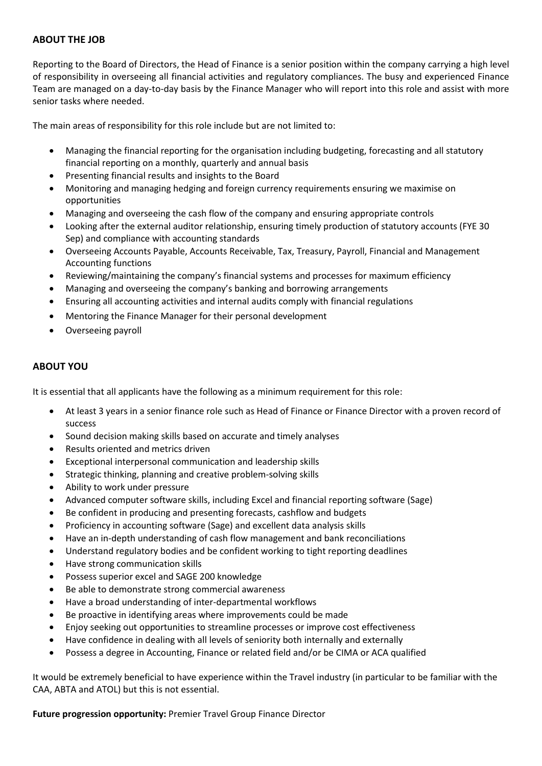## ABOUT THE JOB

Reporting to the Board of Directors, the Head of Finance is a senior position within the company carrying a high level of responsibility in overseeing all financial activities and regulatory compliances. The busy and experienced Finance Team are managed on a day-to-day basis by the Finance Manager who will report into this role and assist with more senior tasks where needed.

The main areas of responsibility for this role include but are not limited to:

- Managing the financial reporting for the organisation including budgeting, forecasting and all statutory financial reporting on a monthly, quarterly and annual basis
- Presenting financial results and insights to the Board
- Monitoring and managing hedging and foreign currency requirements ensuring we maximise on opportunities
- Managing and overseeing the cash flow of the company and ensuring appropriate controls
- Looking after the external auditor relationship, ensuring timely production of statutory accounts (FYE 30 Sep) and compliance with accounting standards
- Overseeing Accounts Payable, Accounts Receivable, Tax, Treasury, Payroll, Financial and Management Accounting functions
- Reviewing/maintaining the company's financial systems and processes for maximum efficiency
- Managing and overseeing the company's banking and borrowing arrangements
- Ensuring all accounting activities and internal audits comply with financial regulations
- Mentoring the Finance Manager for their personal development
- Overseeing payroll

## ABOUT YOU

It is essential that all applicants have the following as a minimum requirement for this role:

- At least 3 years in a senior finance role such as Head of Finance or Finance Director with a proven record of success
- Sound decision making skills based on accurate and timely analyses
- Results oriented and metrics driven
- Exceptional interpersonal communication and leadership skills
- Strategic thinking, planning and creative problem-solving skills
- Ability to work under pressure
- Advanced computer software skills, including Excel and financial reporting software (Sage)
- Be confident in producing and presenting forecasts, cashflow and budgets
- Proficiency in accounting software (Sage) and excellent data analysis skills
- Have an in-depth understanding of cash flow management and bank reconciliations
- Understand regulatory bodies and be confident working to tight reporting deadlines
- Have strong communication skills
- Possess superior excel and SAGE 200 knowledge
- Be able to demonstrate strong commercial awareness
- Have a broad understanding of inter-departmental workflows
- Be proactive in identifying areas where improvements could be made
- Enjoy seeking out opportunities to streamline processes or improve cost effectiveness
- Have confidence in dealing with all levels of seniority both internally and externally
- Possess a degree in Accounting, Finance or related field and/or be CIMA or ACA qualified

It would be extremely beneficial to have experience within the Travel industry (in particular to be familiar with the CAA, ABTA and ATOL) but this is not essential.

**Future progression opportunity:** Premier Travel Group Finance Director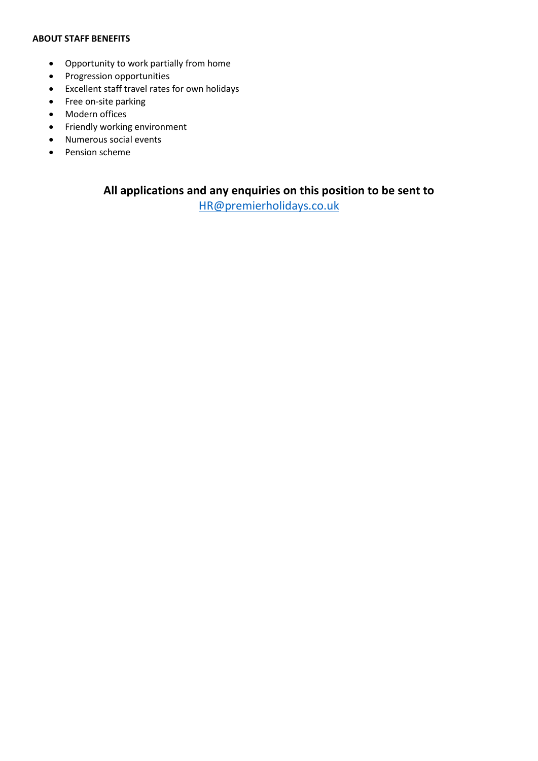**ABOUT STAFF BENEFITS**

- Opportunity to work partially from home
- Progression opportunities
- Excellent staff travel rates for own holidays
- Free on-site parking
- Modern offices
- Friendly working environment
- Numerous social events
- Pension scheme

**All applications and any enquiries on this position to be sent to**

HR@premierholidays.co.uk